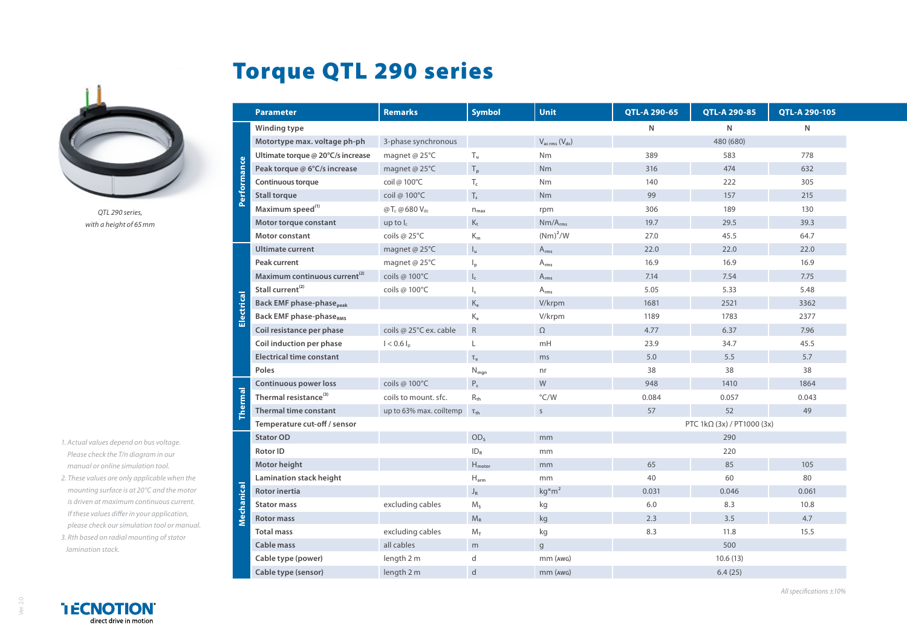# Torque QTL 290 series

*QTL 290 series, with a height of 65 mm*

| | Parameter | Remarks | Symbol | Unit | QTL-A 290-65 | QTL-A 290-85 | QTL-A 290-105 |
|---|---|---|---|---|---|---|---|
| Performance | Winding type | | | | N | N | N |
| | Motortype max. voltage ph-ph | 3-phase synchronous | | $V_{ac\,rms}$ ($V_{dc}$) | 480 (680) | | |
| | Ultimate torque @ 20°C/s increase | magnet @ 25°C | $T_u$ | Nm | 389 | 583 | 778 |
| | Peak torque @ 6°C/s increase | magnet @ 25°C | $T_p$ | Nm | 316 | 474 | 632 |
| | Continuous torque | coil @ 100°C | $T_c$ | Nm | 140 | 222 | 305 |
| | Stall torque | coil @ 100°C | $T_s$ | Nm | 99 | 157 | 215 |
| | Maximum speed[1] | @$T_c$ @680 $V_{dc}$ | $n_{max}$ | rpm | 306 | 189 | 130 |
| | Motor torque constant | up to $I_c$ | $K_t$ | Nm/$A_{rms}$ | 19.7 | 29.5 | 39.3 |
| | Motor constant | coils @ 25°C | $K_m$ | $(Nm)^2$/W | 27.0 | 45.5 | 64.7 |
| Electrical | Ultimate current | magnet @ 25°C | $I_u$ | $A_{rms}$ | 22.0 | 22.0 | 22.0 |
| | Peak current | magnet @ 25°C | $I_p$ | $A_{rms}$ | 16.9 | 16.9 | 16.9 |
| | Maximum continuous current[2] | coils @ 100°C | $I_c$ | $A_{rms}$ | 7.14 | 7.54 | 7.75 |
| | Stall current[2] | coils @ 100°C | $I_s$ | $A_{rms}$ | 5.05 | 5.33 | 5.48 |
| | Back EMF phase-phase$_{peak}$ | | $K_e$ | V/krpm | 1681 | 2521 | 3362 |
| | Back EMF phase-phase$_{RMS}$ | | $K_e$ | V/krpm | 1189 | 1783 | 2377 |
| | Coil resistance per phase | coils @ 25°C ex. cable | R | Ω | 4.77 | 6.37 | 7.96 |
| | Coil induction per phase | I < 0.6 $I_p$ | L | mH | 23.9 | 34.7 | 45.5 |
| | Electrical time constant | | $\tau_e$ | ms | 5.0 | 5.5 | 5.7 |
| | Poles | | $N_{mgn}$ | nr | 38 | 38 | 38 |
| Thermal | Continuous power loss | coils @ 100°C | $P_c$ | W | 948 | 1410 | 1864 |
| | Thermal resistance[3] | coils to mount. sfc. | $R_{th}$ | °C/W | 0.084 | 0.057 | 0.043 |
| | Thermal time constant | up to 63% max. coiltemp | $\tau_{th}$ | s | 57 | 52 | 49 |
| | Temperature cut-off / sensor | | | | PTC 1kΩ (3x) / PT1000 (3x) | | |
| Mechanical | Stator OD | | $OD_S$ | mm | 290 | | |
| | Rotor ID | | $ID_R$ | mm | 220 | | |
| | Motor height | | $H_{motor}$ | mm | 65 | 85 | 105 |
| | Lamination stack height | | $H_{arm}$ | mm | 40 | 60 | 80 |
| | Rotor inertia | | $J_R$ | kg*m² | 0.031 | 0.046 | 0.061 |
| | Stator mass | excluding cables | $M_S$ | kg | 6.0 | 8.3 | 10.8 |
| | Rotor mass | | $M_R$ | kg | 2.3 | 3.5 | 4.7 |
| | Total mass | excluding cables | $M_T$ | kg | 8.3 | 11.8 | 15.5 |
| | Cable mass | all cables | m | g | 500 | | |
| | Cable type (power) | length 2 m | d | mm (AWG) | 10.6 (13) | | |
| | Cable type (sensor) | length 2 m | d | mm (AWG) | 6.4 (25) | | |

1. Actual values depend on bus voltage. Please check the T/n diagram in our manual or online simulation tool.
2. These values are only applicable when the mounting surface is at 20°C and the motor is driven at maximum continuous current. If these values differ in your application, please check our simulation tool or manual.
3. Rth based on radial mounting of stator lamination stack.

*All specifications ±10%*

TECNOTION direct drive in motion

Ver. 2.0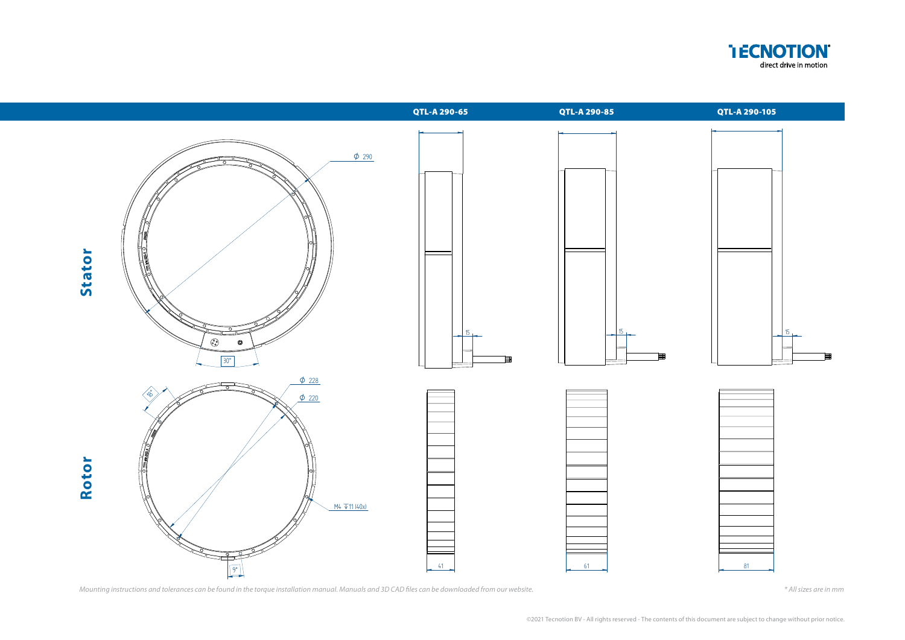QTL-A 290-65

QTL-A 290-85

QTL-A 290-105

Stator

Ø 290

30°

15

Rotor

Ø 228

Ø 220

16°

M4 ↧11 (40x)

9°

41

61

81

*Mounting instructions and tolerances can be found in the torque installation manual. Manuals and 3D CAD files can be downloaded from our website.*

** All sizes are in mm*

©2021 Tecnotion BV - All rights reserved - The contents of this document are subject to change without prior notice.